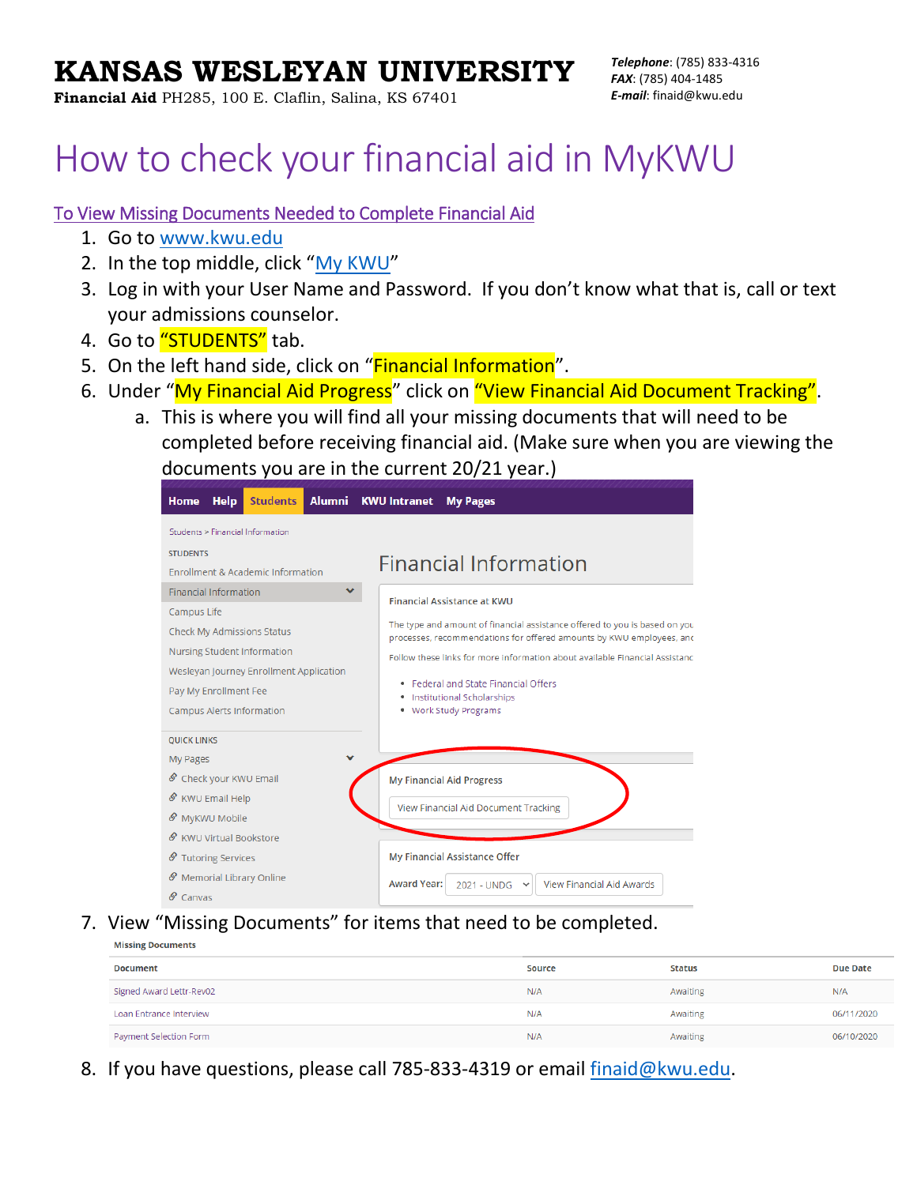# KANSAS WESLEYAN UNIVERSITY

**Financial Aid** PH285, 100 E. Claflin, Salina, KS 67401

***Telephone***: (785) 833-4316
***FAX***: (785) 404-1485
***E-mail***: finaid@kwu.edu

# How to check your financial aid in MyKWU

## To View Missing Documents Needed to Complete Financial Aid

1. Go to www.kwu.edu
2. In the top middle, click "My KWU"
3. Log in with your User Name and Password. If you don't know what that is, call or text your admissions counselor.
4. Go to "STUDENTS" tab.
5. On the left hand side, click on "Financial Information".
6. Under "My Financial Aid Progress" click on "View Financial Aid Document Tracking".
   a. This is where you will find all your missing documents that will need to be completed before receiving financial aid. (Make sure when you are viewing the documents you are in the current 20/21 year.)

Home Help Students Alumni KWU Intranet My Pages

Students > Financial Information

STUDENTS
- Enrollment & Academic Information
- Financial Information
- Campus Life
- Check My Admissions Status
- Nursing Student Information
- Wesleyan Journey Enrollment Application
- Pay My Enrollment Fee
- Campus Alerts Information

QUICK LINKS
- My Pages
- Check your KWU Email
- KWU Email Help
- MyKWU Mobile
- KWU Virtual Bookstore
- Tutoring Services
- Memorial Library Online
- Canvas

### Financial Information

**Financial Assistance at KWU**

The type and amount of financial assistance offered to you is based on you processes, recommendations for offered amounts by KWU employees, anc

Follow these links for more information about available Financial Assistanc

- Federal and State Financial Offers
- Institutional Scholarships
- Work Study Programs

**My Financial Aid Progress**

View Financial Aid Document Tracking

**My Financial Assistance Offer**

Award Year: 2021 - UNDG View Financial Aid Awards

7. View "Missing Documents" for items that need to be completed.

**Missing Documents**

| Document | Source | Status | Due Date |
|---|---|---|---|
| Signed Award Lettr-Rev02 | N/A | Awaiting | N/A |
| Loan Entrance Interview | N/A | Awaiting | 06/11/2020 |
| Payment Selection Form | N/A | Awaiting | 06/10/2020 |

8. If you have questions, please call 785-833-4319 or email finaid@kwu.edu.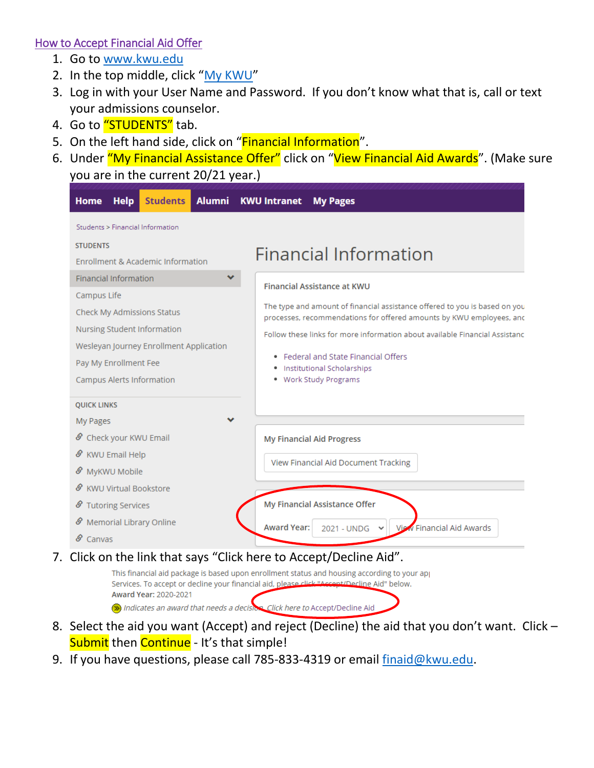How to Accept Financial Aid Offer

1. Go to www.kwu.edu
2. In the top middle, click "My KWU"
3. Log in with your User Name and Password. If you don't know what that is, call or text your admissions counselor.
4. Go to "STUDENTS" tab.
5. On the left hand side, click on "Financial Information".
6. Under "My Financial Assistance Offer" click on "View Financial Aid Awards". (Make sure you are in the current 20/21 year.)

Home Help Students Alumni KWU Intranet My Pages

Students > Financial Information

STUDENTS

- Enrollment & Academic Information
- Financial Information
- Campus Life
- Check My Admissions Status
- Nursing Student Information
- Wesleyan Journey Enrollment Application
- Pay My Enrollment Fee
- Campus Alerts Information

QUICK LINKS

- My Pages
- Check your KWU Email
- KWU Email Help
- MyKWU Mobile
- KWU Virtual Bookstore
- Tutoring Services
- Memorial Library Online
- Canvas

Financial Information

Financial Assistance at KWU

The type and amount of financial assistance offered to you is based on you processes, recommendations for offered amounts by KWU employees, and

Follow these links for more information about available Financial Assistanc

- Federal and State Financial Offers
- Institutional Scholarships
- Work Study Programs

My Financial Aid Progress

View Financial Aid Document Tracking

My Financial Assistance Offer

Award Year: 2021 - UNDG | View Financial Aid Awards

7. Click on the link that says "Click here to Accept/Decline Aid".

This financial aid package is based upon enrollment status and housing according to your ap Services. To accept or decline your financial aid, please click "Accept/Decline Aid" below.
**Award Year:** 2020-2021
*Indicates an award that needs a decision Click here to Accept/Decline Aid*

8. Select the aid you want (Accept) and reject (Decline) the aid that you don't want. Click – Submit then Continue - It's that simple!
9. If you have questions, please call 785-833-4319 or email finaid@kwu.edu.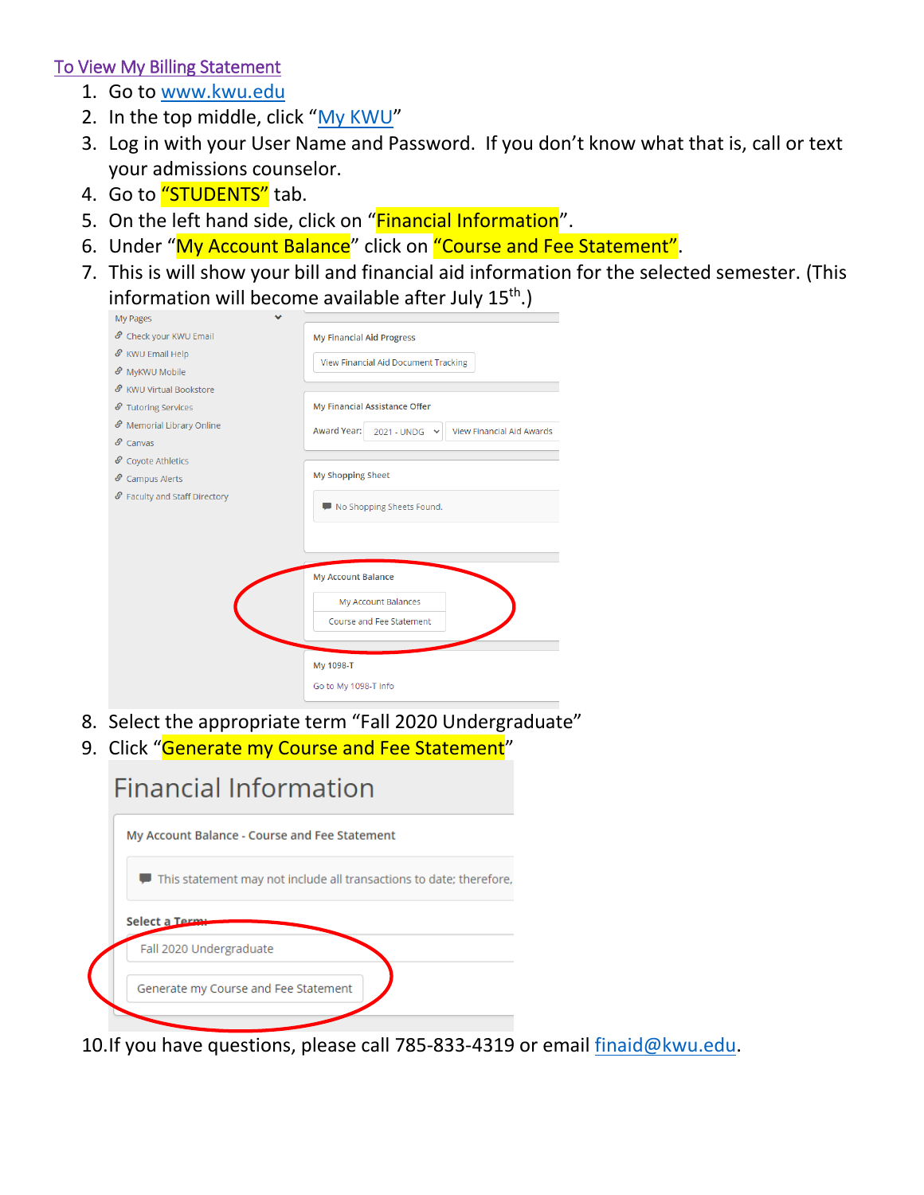## To View My Billing Statement

1. Go to www.kwu.edu
2. In the top middle, click "My KWU"
3. Log in with your User Name and Password. If you don't know what that is, call or text your admissions counselor.
4. Go to "STUDENTS" tab.
5. On the left hand side, click on "Financial Information".
6. Under "My Account Balance" click on "Course and Fee Statement".
7. This is will show your bill and financial aid information for the selected semester. (This information will become available after July 15th.)

My Pages
Check your KWU Email
KWU Email Help
MyKWU Mobile
KWU Virtual Bookstore
Tutoring Services
Memorial Library Online
Canvas
Coyote Athletics
Campus Alerts
Faculty and Staff Directory

My Financial Aid Progress
View Financial Aid Document Tracking

My Financial Assistance Offer
Award Year: 2021 - UNDG
View Financial Aid Awards

My Shopping Sheet
No Shopping Sheets Found.

My Account Balance
My Account Balances
Course and Fee Statement

My 1098-T
Go to My 1098-T Info

8. Select the appropriate term "Fall 2020 Undergraduate"
9. Click "Generate my Course and Fee Statement"

Financial Information

My Account Balance - Course and Fee Statement

This statement may not include all transactions to date; therefore,

Select a Term:
Fall 2020 Undergraduate

Generate my Course and Fee Statement

10. If you have questions, please call 785-833-4319 or email finaid@kwu.edu.